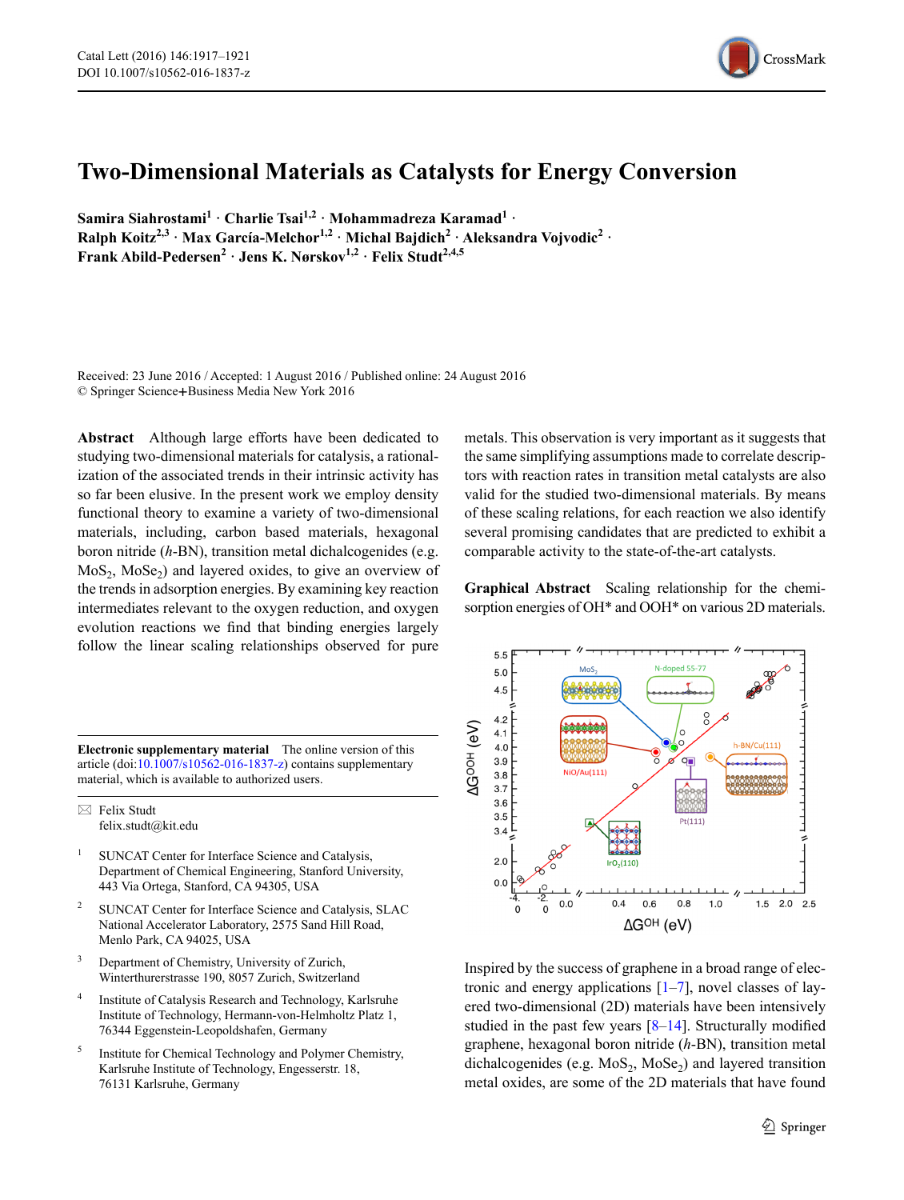# Two-Dimensional Materials as Catalysts for Energy Conversion

**Samira Siahrostami[1] · Charlie Tsai[1,2] · Mohammadreza Karamad[1] · Ralph Koitz[2,3] · Max García-Melchor[1,2] · Michal Bajdich[2] · Aleksandra Vojvodic[2] · Frank Abild-Pedersen[2] · Jens K. Nørskov[1,2] · Felix Studt[2,4,5]**

Received: 23 June 2016 / Accepted: 1 August 2016 / Published online: 24 August 2016
© Springer Science+Business Media New York 2016

**Abstract** Although large efforts have been dedicated to studying two-dimensional materials for catalysis, a rationalization of the associated trends in their intrinsic activity has so far been elusive. In the present work we employ density functional theory to examine a variety of two-dimensional materials, including, carbon based materials, hexagonal boron nitride (*h*-BN), transition metal dichalcogenides (e.g. $MoS_2$, $MoSe_2$) and layered oxides, to give an overview of the trends in adsorption energies. By examining key reaction intermediates relevant to the oxygen reduction, and oxygen evolution reactions we find that binding energies largely follow the linear scaling relationships observed for pure metals. This observation is very important as it suggests that the same simplifying assumptions made to correlate descriptors with reaction rates in transition metal catalysts are also valid for the studied two-dimensional materials. By means of these scaling relations, for each reaction we also identify several promising candidates that are predicted to exhibit a comparable activity to the state-of-the-art catalysts.

**Graphical Abstract** Scaling relationship for the chemisorption energies of OH* and OOH* on various 2D materials.

**Electronic supplementary material** The online version of this article (doi:10.1007/s10562-016-1837-z) contains supplementary material, which is available to authorized users.

✉ Felix Studt
felix.studt@kit.edu

[1] SUNCAT Center for Interface Science and Catalysis, Department of Chemical Engineering, Stanford University, 443 Via Ortega, Stanford, CA 94305, USA

[2] SUNCAT Center for Interface Science and Catalysis, SLAC National Accelerator Laboratory, 2575 Sand Hill Road, Menlo Park, CA 94025, USA

[3] Department of Chemistry, University of Zurich, Winterthurerstrasse 190, 8057 Zurich, Switzerland

[4] Institute of Catalysis Research and Technology, Karlsruhe Institute of Technology, Hermann-von-Helmholtz Platz 1, 76344 Eggenstein-Leopoldshafen, Germany

[5] Institute for Chemical Technology and Polymer Chemistry, Karlsruhe Institute of Technology, Engesserstr. 18, 76131 Karlsruhe, Germany

Inspired by the success of graphene in a broad range of electronic and energy applications [1–7], novel classes of layered two-dimensional (2D) materials have been intensively studied in the past few years [8–14]. Structurally modified graphene, hexagonal boron nitride (*h*-BN), transition metal dichalcogenides (e.g. $MoS_2$, $MoSe_2$) and layered transition metal oxides, are some of the 2D materials that have found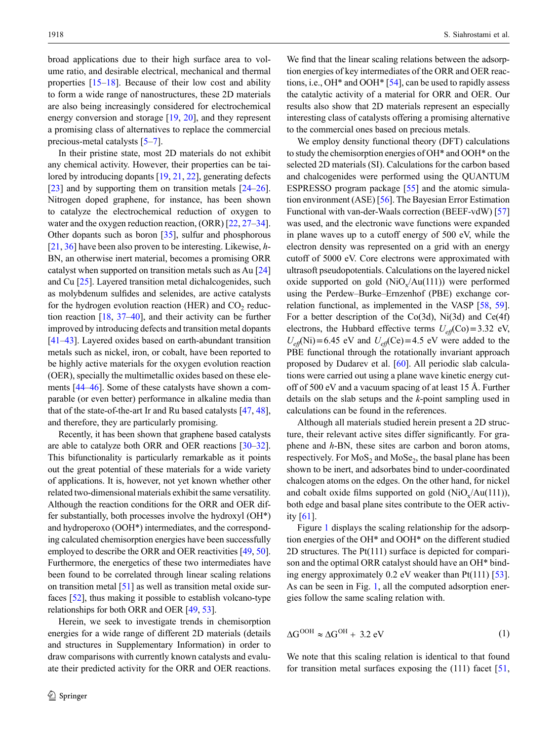broad applications due to their high surface area to volume ratio, and desirable electrical, mechanical and thermal properties [15–18]. Because of their low cost and ability to form a wide range of nanostructures, these 2D materials are also being increasingly considered for electrochemical energy conversion and storage [19, 20], and they represent a promising class of alternatives to replace the commercial precious-metal catalysts [5–7].

In their pristine state, most 2D materials do not exhibit any chemical activity. However, their properties can be tailored by introducing dopants [19, 21, 22], generating defects [23] and by supporting them on transition metals [24–26]. Nitrogen doped graphene, for instance, has been shown to catalyze the electrochemical reduction of oxygen to water and the oxygen reduction reaction, (ORR) [22, 27–34]. Other dopants such as boron [35], sulfur and phosphorous [21, 36] have been also proven to be interesting. Likewise, *h*-BN, an otherwise inert material, becomes a promising ORR catalyst when supported on transition metals such as Au [24] and Cu [25]. Layered transition metal dichalcogenides, such as molybdenum sulfides and selenides, are active catalysts for the hydrogen evolution reaction (HER) and $CO_2$ reduction reaction [18, 37–40], and their activity can be further improved by introducing defects and transition metal dopants [41–43]. Layered oxides based on earth-abundant transition metals such as nickel, iron, or cobalt, have been reported to be highly active materials for the oxygen evolution reaction (OER), specially the multimetallic oxides based on these elements [44–46]. Some of these catalysts have shown a comparable (or even better) performance in alkaline media than that of the state-of-the-art Ir and Ru based catalysts [47, 48], and therefore, they are particularly promising.

Recently, it has been shown that graphene based catalysts are able to catalyze both ORR and OER reactions [30–32]. This bifunctionality is particularly remarkable as it points out the great potential of these materials for a wide variety of applications. It is, however, not yet known whether other related two-dimensional materials exhibit the same versatility. Although the reaction conditions for the ORR and OER differ substantially, both processes involve the hydroxyl (OH*) and hydroperoxo (OOH*) intermediates, and the corresponding calculated chemisorption energies have been successfully employed to describe the ORR and OER reactivities [49, 50]. Furthermore, the energetics of these two intermediates have been found to be correlated through linear scaling relations on transition metal [51] as well as transition metal oxide surfaces [52], thus making it possible to establish volcano-type relationships for both ORR and OER [49, 53].

Herein, we seek to investigate trends in chemisorption energies for a wide range of different 2D materials (details and structures in Supplementary Information) in order to draw comparisons with currently known catalysts and evaluate their predicted activity for the ORR and OER reactions. We find that the linear scaling relations between the adsorption energies of key intermediates of the ORR and OER reactions, i.e., OH* and OOH* [54], can be used to rapidly assess the catalytic activity of a material for ORR and OER. Our results also show that 2D materials represent an especially interesting class of catalysts offering a promising alternative to the commercial ones based on precious metals.

We employ density functional theory (DFT) calculations to study the chemisorption energies of OH* and OOH* on the selected 2D materials (SI). Calculations for the carbon based and chalcogenides were performed using the QUANTUM ESPRESSO program package [55] and the atomic simulation environment (ASE) [56]. The Bayesian Error Estimation Functional with van-der-Waals correction (BEEF-vdW) [57] was used, and the electronic wave functions were expanded in plane waves up to a cutoff energy of 500 eV, while the electron density was represented on a grid with an energy cutoff of 5000 eV. Core electrons were approximated with ultrasoft pseudopotentials. Calculations on the layered nickel oxide supported on gold ($NiO_x$/Au(111)) were performed using the Perdew–Burke–Ernzenhof (PBE) exchange correlation functional, as implemented in the VASP [58, 59]. For a better description of the Co(3d), Ni(3d) and Ce(4f) electrons, the Hubbard effective terms $U_{eff}$(Co) = 3.32 eV, $U_{eff}$(Ni) = 6.45 eV and $U_{eff}$(Ce) = 4.5 eV were added to the PBE functional through the rotationally invariant approach proposed by Dudarev et al. [60]. All periodic slab calculations were carried out using a plane wave kinetic energy cutoff of 500 eV and a vacuum spacing of at least 15 Å. Further details on the slab setups and the *k*-point sampling used in calculations can be found in the references.

Although all materials studied herein present a 2D structure, their relevant active sites differ significantly. For graphene and *h*-BN, these sites are carbon and boron atoms, respectively. For $MoS_2$ and $MoSe_2$, the basal plane has been shown to be inert, and adsorbates bind to under-coordinated chalcogen atoms on the edges. On the other hand, for nickel and cobalt oxide films supported on gold ($NiO_x$/Au(111)), both edge and basal plane sites contribute to the OER activity [61].

Figure 1 displays the scaling relationship for the adsorption energies of the OH* and OOH* on the different studied 2D structures. The Pt(111) surface is depicted for comparison and the optimal ORR catalyst should have an OH* binding energy approximately 0.2 eV weaker than Pt(111) [53]. As can be seen in Fig. 1, all the computed adsorption energies follow the same scaling relation with.

$$\Delta G^{OOH} \approx \Delta G^{OH} + 3.2 \text{ eV} \tag{1}$$

We note that this scaling relation is identical to that found for transition metal surfaces exposing the (111) facet [51,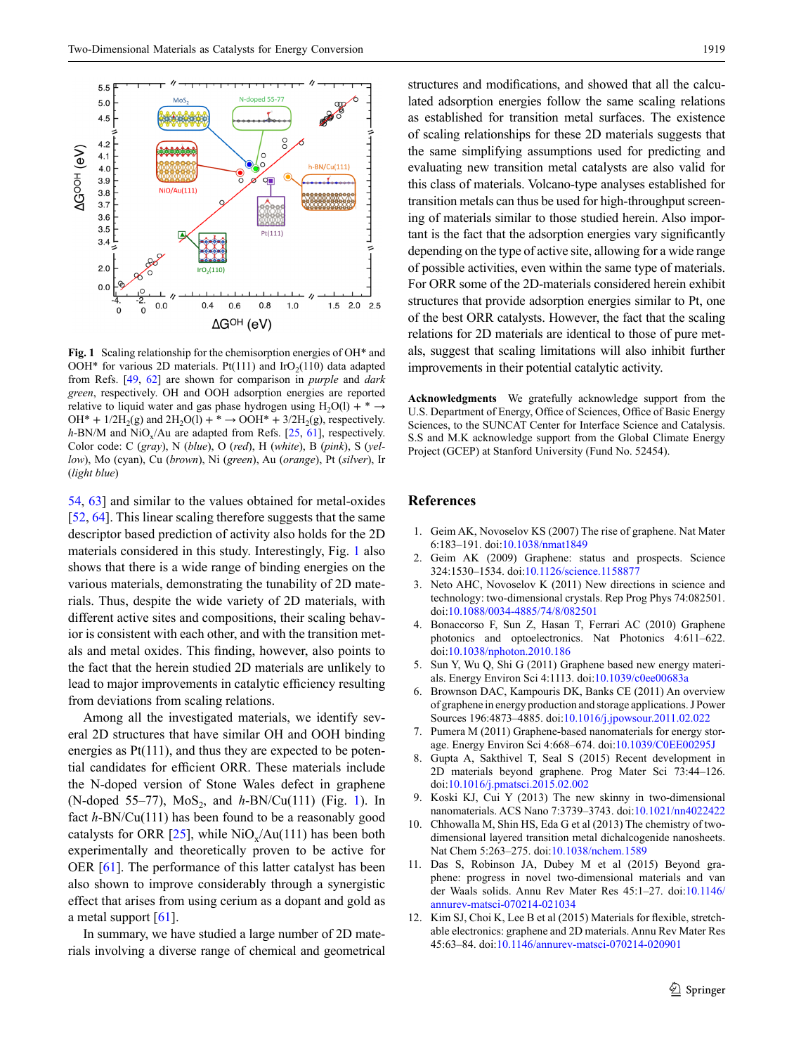**Fig. 1** Scaling relationship for the chemisorption energies of OH* and OOH* for various 2D materials. Pt(111) and $IrO_2$(110) data adapted from Refs. [49, 62] are shown for comparison in *purple* and *dark green*, respectively. OH and OOH adsorption energies are reported relative to liquid water and gas phase hydrogen using $H_2O(l) + * \rightarrow OH^* + 1/2H_2(g)$ and $2H_2O(l) + * \rightarrow OOH^* + 3/2H_2(g)$, respectively. *h*-BN/M and $NiO_x$/Au are adapted from Refs. [25, 61], respectively. Color code: C (*gray*), N (*blue*), O (*red*), H (*white*), B (*pink*), S (*yellow*), Mo (cyan), Cu (*brown*), Ni (*green*), Au (*orange*), Pt (*silver*), Ir (*light blue*)

54, 63] and similar to the values obtained for metal-oxides [52, 64]. This linear scaling therefore suggests that the same descriptor based prediction of activity also holds for the 2D materials considered in this study. Interestingly, Fig. 1 also shows that there is a wide range of binding energies on the various materials, demonstrating the tunability of 2D materials. Thus, despite the wide variety of 2D materials, with different active sites and compositions, their scaling behavior is consistent with each other, and with the transition metals and metal oxides. This finding, however, also points to the fact that the herein studied 2D materials are unlikely to lead to major improvements in catalytic efficiency resulting from deviations from scaling relations.

Among all the investigated materials, we identify several 2D structures that have similar OH and OOH binding energies as Pt(111), and thus they are expected to be potential candidates for efficient ORR. These materials include the N-doped version of Stone Wales defect in graphene (N-doped 55–77), $MoS_2$, and *h*-BN/Cu(111) (Fig. 1). In fact *h*-BN/Cu(111) has been found to be a reasonably good catalysts for ORR [25], while $NiO_x$/Au(111) has been both experimentally and theoretically proven to be active for OER [61]. The performance of this latter catalyst has been also shown to improve considerably through a synergistic effect that arises from using cerium as a dopant and gold as a metal support [61].

In summary, we have studied a large number of 2D materials involving a diverse range of chemical and geometrical structures and modifications, and showed that all the calculated adsorption energies follow the same scaling relations as established for transition metal surfaces. The existence of scaling relationships for these 2D materials suggests that the same simplifying assumptions used for predicting and evaluating new transition metal catalysts are also valid for this class of materials. Volcano-type analyses established for transition metals can thus be used for high-throughput screening of materials similar to those studied herein. Also important is the fact that the adsorption energies vary significantly depending on the type of active site, allowing for a wide range of possible activities, even within the same type of materials. For ORR some of the 2D-materials considered herein exhibit structures that provide adsorption energies similar to Pt, one of the best ORR catalysts. However, the fact that the scaling relations for 2D materials are identical to those of pure metals, suggest that scaling limitations will also inhibit further improvements in their potential catalytic activity.

**Acknowledgments** We gratefully acknowledge support from the U.S. Department of Energy, Office of Sciences, Office of Basic Energy Sciences, to the SUNCAT Center for Interface Science and Catalysis. S.S and M.K acknowledge support from the Global Climate Energy Project (GCEP) at Stanford University (Fund No. 52454).

## References

1. Geim AK, Novoselov KS (2007) The rise of graphene. Nat Mater 6:183–191. doi:10.1038/nmat1849
2. Geim AK (2009) Graphene: status and prospects. Science 324:1530–1534. doi:10.1126/science.1158877
3. Neto AHC, Novoselov K (2011) New directions in science and technology: two-dimensional crystals. Rep Prog Phys 74:082501. doi:10.1088/0034-4885/74/8/082501
4. Bonaccorso F, Sun Z, Hasan T, Ferrari AC (2010) Graphene photonics and optoelectronics. Nat Photonics 4:611–622. doi:10.1038/nphoton.2010.186
5. Sun Y, Wu Q, Shi G (2011) Graphene based new energy materials. Energy Environ Sci 4:1113. doi:10.1039/c0ee00683a
6. Brownson DAC, Kampouris DK, Banks CE (2011) An overview of graphene in energy production and storage applications. J Power Sources 196:4873–4885. doi:10.1016/j.jpowsour.2011.02.022
7. Pumera M (2011) Graphene-based nanomaterials for energy storage. Energy Environ Sci 4:668–674. doi:10.1039/C0EE00295J
8. Gupta A, Sakthivel T, Seal S (2015) Recent development in 2D materials beyond graphene. Prog Mater Sci 73:44–126. doi:10.1016/j.pmatsci.2015.02.002
9. Koski KJ, Cui Y (2013) The new skinny in two-dimensional nanomaterials. ACS Nano 7:3739–3743. doi:10.1021/nn4022422
10. Chhowalla M, Shin HS, Eda G et al (2013) The chemistry of two-dimensional layered transition metal dichalcogenide nanosheets. Nat Chem 5:263–275. doi:10.1038/nchem.1589
11. Das S, Robinson JA, Dubey M et al (2015) Beyond graphene: progress in novel two-dimensional materials and van der Waals solids. Annu Rev Mater Res 45:1–27. doi:10.1146/annurev-matsci-070214-021034
12. Kim SJ, Choi K, Lee B et al (2015) Materials for flexible, stretchable electronics: graphene and 2D materials. Annu Rev Mater Res 45:63–84. doi:10.1146/annurev-matsci-070214-020901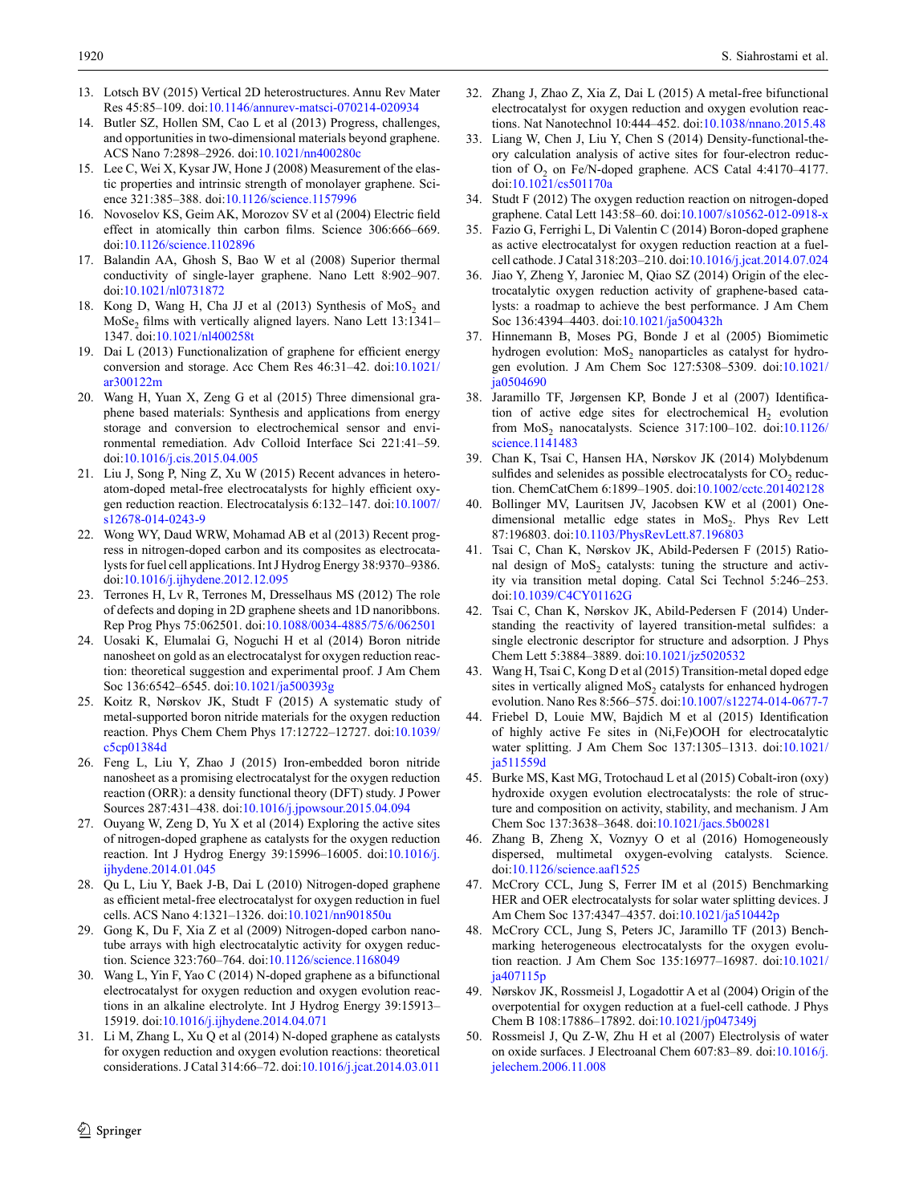13. Lotsch BV (2015) Vertical 2D heterostructures. Annu Rev Mater Res 45:85–109. doi:10.1146/annurev-matsci-070214-020934
14. Butler SZ, Hollen SM, Cao L et al (2013) Progress, challenges, and opportunities in two-dimensional materials beyond graphene. ACS Nano 7:2898–2926. doi:10.1021/nn400280c
15. Lee C, Wei X, Kysar JW, Hone J (2008) Measurement of the elastic properties and intrinsic strength of monolayer graphene. Science 321:385–388. doi:10.1126/science.1157996
16. Novoselov KS, Geim AK, Morozov SV et al (2004) Electric field effect in atomically thin carbon films. Science 306:666–669. doi:10.1126/science.1102896
17. Balandin AA, Ghosh S, Bao W et al (2008) Superior thermal conductivity of single-layer graphene. Nano Lett 8:902–907. doi:10.1021/nl0731872
18. Kong D, Wang H, Cha JJ et al (2013) Synthesis of $MoS_2$ and $MoSe_2$ films with vertically aligned layers. Nano Lett 13:1341–1347. doi:10.1021/nl400258t
19. Dai L (2013) Functionalization of graphene for efficient energy conversion and storage. Acc Chem Res 46:31–42. doi:10.1021/ar300122m
20. Wang H, Yuan X, Zeng G et al (2015) Three dimensional graphene based materials: Synthesis and applications from energy storage and conversion to electrochemical sensor and environmental remediation. Adv Colloid Interface Sci 221:41–59. doi:10.1016/j.cis.2015.04.005
21. Liu J, Song P, Ning Z, Xu W (2015) Recent advances in heteroatom-doped metal-free electrocatalysts for highly efficient oxygen reduction reaction. Electrocatalysis 6:132–147. doi:10.1007/s12678-014-0243-9
22. Wong WY, Daud WRW, Mohamad AB et al (2013) Recent progress in nitrogen-doped carbon and its composites as electrocatalysts for fuel cell applications. Int J Hydrog Energy 38:9370–9386. doi:10.1016/j.ijhydene.2012.12.095
23. Terrones H, Lv R, Terrones M, Dresselhaus MS (2012) The role of defects and doping in 2D graphene sheets and 1D nanoribbons. Rep Prog Phys 75:062501. doi:10.1088/0034-4885/75/6/062501
24. Uosaki K, Elumalai G, Noguchi H et al (2014) Boron nitride nanosheet on gold as an electrocatalyst for oxygen reduction reaction: theoretical suggestion and experimental proof. J Am Chem Soc 136:6542–6545. doi:10.1021/ja500393g
25. Koitz R, Nørskov JK, Studt F (2015) A systematic study of metal-supported boron nitride materials for the oxygen reduction reaction. Phys Chem Chem Phys 17:12722–12727. doi:10.1039/c5cp01384d
26. Feng L, Liu Y, Zhao J (2015) Iron-embedded boron nitride nanosheet as a promising electrocatalyst for the oxygen reduction reaction (ORR): a density functional theory (DFT) study. J Power Sources 287:431–438. doi:10.1016/j.jpowsour.2015.04.094
27. Ouyang W, Zeng D, Yu X et al (2014) Exploring the active sites of nitrogen-doped graphene as catalysts for the oxygen reduction reaction. Int J Hydrog Energy 39:15996–16005. doi:10.1016/j.ijhydene.2014.01.045
28. Qu L, Liu Y, Baek J-B, Dai L (2010) Nitrogen-doped graphene as efficient metal-free electrocatalyst for oxygen reduction in fuel cells. ACS Nano 4:1321–1326. doi:10.1021/nn901850u
29. Gong K, Du F, Xia Z et al (2009) Nitrogen-doped carbon nanotube arrays with high electrocatalytic activity for oxygen reduction. Science 323:760–764. doi:10.1126/science.1168049
30. Wang L, Yin F, Yao C (2014) N-doped graphene as a bifunctional electrocatalyst for oxygen reduction and oxygen evolution reactions in an alkaline electrolyte. Int J Hydrog Energy 39:15913–15919. doi:10.1016/j.ijhydene.2014.04.071
31. Li M, Zhang L, Xu Q et al (2014) N-doped graphene as catalysts for oxygen reduction and oxygen evolution reactions: theoretical considerations. J Catal 314:66–72. doi:10.1016/j.jcat.2014.03.011
32. Zhang J, Zhao Z, Xia Z, Dai L (2015) A metal-free bifunctional electrocatalyst for oxygen reduction and oxygen evolution reactions. Nat Nanotechnol 10:444–452. doi:10.1038/nnano.2015.48
33. Liang W, Chen J, Liu Y, Chen S (2014) Density-functional-theory calculation analysis of active sites for four-electron reduction of $O_2$ on Fe/N-doped graphene. ACS Catal 4:4170–4177. doi:10.1021/cs501170a
34. Studt F (2012) The oxygen reduction reaction on nitrogen-doped graphene. Catal Lett 143:58–60. doi:10.1007/s10562-012-0918-x
35. Fazio G, Ferrighi L, Di Valentin C (2014) Boron-doped graphene as active electrocatalyst for oxygen reduction reaction at a fuel-cell cathode. J Catal 318:203–210. doi:10.1016/j.jcat.2014.07.024
36. Jiao Y, Zheng Y, Jaroniec M, Qiao SZ (2014) Origin of the electrocatalytic oxygen reduction activity of graphene-based catalysts: a roadmap to achieve the best performance. J Am Chem Soc 136:4394–4403. doi:10.1021/ja500432h
37. Hinnemann B, Moses PG, Bonde J et al (2005) Biomimetic hydrogen evolution: $MoS_2$ nanoparticles as catalyst for hydrogen evolution. J Am Chem Soc 127:5308–5309. doi:10.1021/ja0504690
38. Jaramillo TF, Jørgensen KP, Bonde J et al (2007) Identification of active edge sites for electrochemical $H_2$ evolution from $MoS_2$ nanocatalysts. Science 317:100–102. doi:10.1126/science.1141483
39. Chan K, Tsai C, Hansen HA, Nørskov JK (2014) Molybdenum sulfides and selenides as possible electrocatalysts for $CO_2$ reduction. ChemCatChem 6:1899–1905. doi:10.1002/cctc.201402128
40. Bollinger MV, Lauritsen JV, Jacobsen KW et al (2001) One-dimensional metallic edge states in $MoS_2$. Phys Rev Lett 87:196803. doi:10.1103/PhysRevLett.87.196803
41. Tsai C, Chan K, Nørskov JK, Abild-Pedersen F (2015) Rational design of $MoS_2$ catalysts: tuning the structure and activity via transition metal doping. Catal Sci Technol 5:246–253. doi:10.1039/C4CY01162G
42. Tsai C, Chan K, Nørskov JK, Abild-Pedersen F (2014) Understanding the reactivity of layered transition-metal sulfides: a single electronic descriptor for structure and adsorption. J Phys Chem Lett 5:3884–3889. doi:10.1021/jz5020532
43. Wang H, Tsai C, Kong D et al (2015) Transition-metal doped edge sites in vertically aligned $MoS_2$ catalysts for enhanced hydrogen evolution. Nano Res 8:566–575. doi:10.1007/s12274-014-0677-7
44. Friebel D, Louie MW, Bajdich M et al (2015) Identification of highly active Fe sites in (Ni,Fe)OOH for electrocatalytic water splitting. J Am Chem Soc 137:1305–1313. doi:10.1021/ja511559d
45. Burke MS, Kast MG, Trotochaud L et al (2015) Cobalt-iron (oxy)hydroxide oxygen evolution electrocatalysts: the role of structure and composition on activity, stability, and mechanism. J Am Chem Soc 137:3638–3648. doi:10.1021/jacs.5b00281
46. Zhang B, Zheng X, Voznyy O et al (2016) Homogeneously dispersed, multimetal oxygen-evolving catalysts. Science. doi:10.1126/science.aaf1525
47. McCrory CCL, Jung S, Ferrer IM et al (2015) Benchmarking HER and OER electrocatalysts for solar water splitting devices. J Am Chem Soc 137:4347–4357. doi:10.1021/ja510442p
48. McCrory CCL, Jung S, Peters JC, Jaramillo TF (2013) Benchmarking heterogeneous electrocatalysts for the oxygen evolution reaction. J Am Chem Soc 135:16977–16987. doi:10.1021/ja407115p
49. Nørskov JK, Rossmeisl J, Logadottir A et al (2004) Origin of the overpotential for oxygen reduction at a fuel-cell cathode. J Phys Chem B 108:17886–17892. doi:10.1021/jp047349j
50. Rossmeisl J, Qu Z-W, Zhu H et al (2007) Electrolysis of water on oxide surfaces. J Electroanal Chem 607:83–89. doi:10.1016/j.jelechem.2006.11.008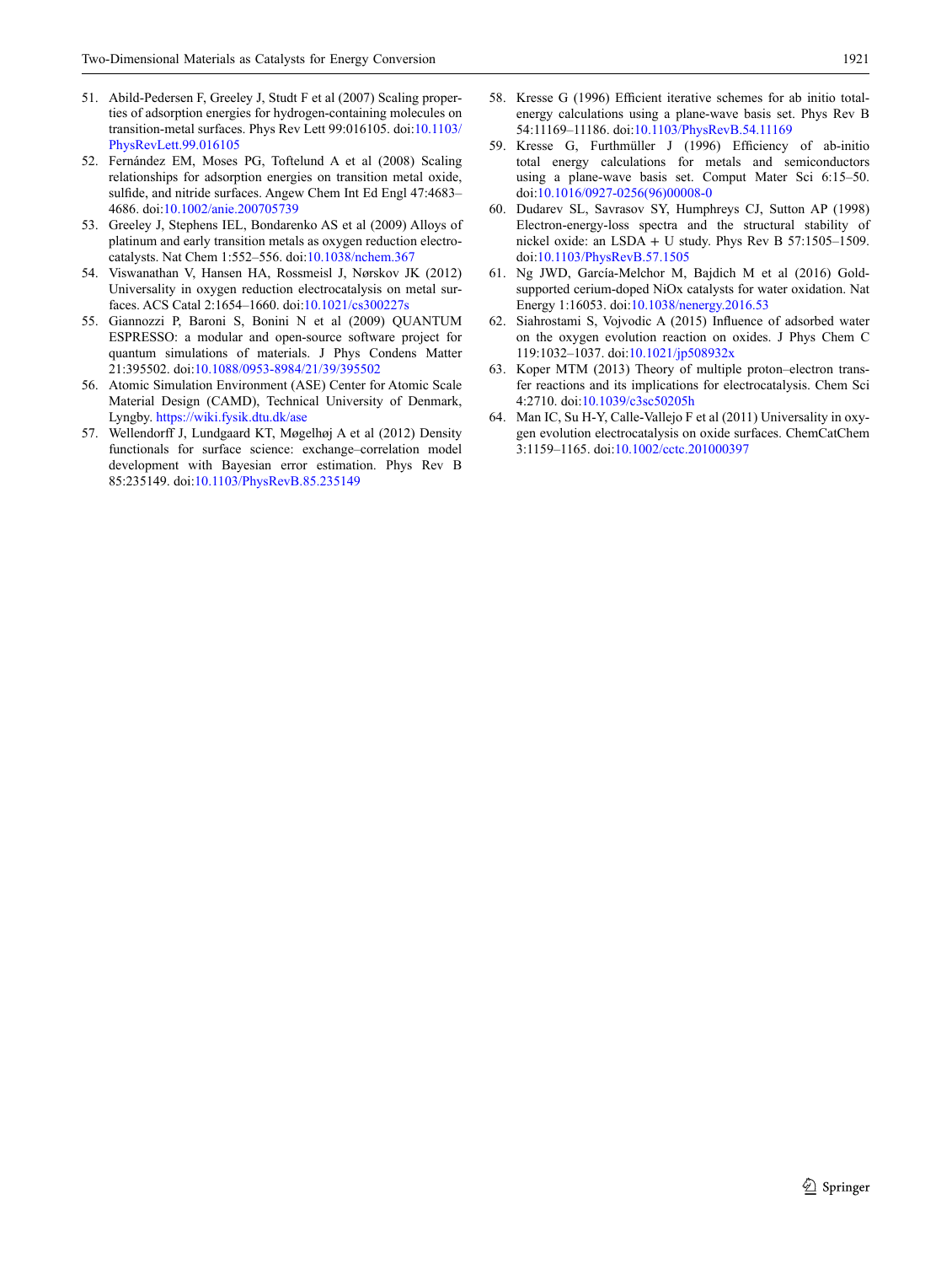51. Abild-Pedersen F, Greeley J, Studt F et al (2007) Scaling properties of adsorption energies for hydrogen-containing molecules on transition-metal surfaces. Phys Rev Lett 99:016105. doi:10.1103/PhysRevLett.99.016105
52. Fernández EM, Moses PG, Toftelund A et al (2008) Scaling relationships for adsorption energies on transition metal oxide, sulfide, and nitride surfaces. Angew Chem Int Ed Engl 47:4683–4686. doi:10.1002/anie.200705739
53. Greeley J, Stephens IEL, Bondarenko AS et al (2009) Alloys of platinum and early transition metals as oxygen reduction electrocatalysts. Nat Chem 1:552–556. doi:10.1038/nchem.367
54. Viswanathan V, Hansen HA, Rossmeisl J, Nørskov JK (2012) Universality in oxygen reduction electrocatalysis on metal surfaces. ACS Catal 2:1654–1660. doi:10.1021/cs300227s
55. Giannozzi P, Baroni S, Bonini N et al (2009) QUANTUM ESPRESSO: a modular and open-source software project for quantum simulations of materials. J Phys Condens Matter 21:395502. doi:10.1088/0953-8984/21/39/395502
56. Atomic Simulation Environment (ASE) Center for Atomic Scale Material Design (CAMD), Technical University of Denmark, Lyngby. https://wiki.fysik.dtu.dk/ase
57. Wellendorff J, Lundgaard KT, Møgelhøj A et al (2012) Density functionals for surface science: exchange–correlation model development with Bayesian error estimation. Phys Rev B 85:235149. doi:10.1103/PhysRevB.85.235149
58. Kresse G (1996) Efficient iterative schemes for ab initio total-energy calculations using a plane-wave basis set. Phys Rev B 54:11169–11186. doi:10.1103/PhysRevB.54.11169
59. Kresse G, Furthmüller J (1996) Efficiency of ab-initio total energy calculations for metals and semiconductors using a plane-wave basis set. Comput Mater Sci 6:15–50. doi:10.1016/0927-0256(96)00008-0
60. Dudarev SL, Savrasov SY, Humphreys CJ, Sutton AP (1998) Electron-energy-loss spectra and the structural stability of nickel oxide: an LSDA + U study. Phys Rev B 57:1505–1509. doi:10.1103/PhysRevB.57.1505
61. Ng JWD, García-Melchor M, Bajdich M et al (2016) Gold-supported cerium-doped NiOx catalysts for water oxidation. Nat Energy 1:16053. doi:10.1038/nenergy.2016.53
62. Siahrostami S, Vojvodic A (2015) Influence of adsorbed water on the oxygen evolution reaction on oxides. J Phys Chem C 119:1032–1037. doi:10.1021/jp508932x
63. Koper MTM (2013) Theory of multiple proton–electron transfer reactions and its implications for electrocatalysis. Chem Sci 4:2710. doi:10.1039/c3sc50205h
64. Man IC, Su H-Y, Calle-Vallejo F et al (2011) Universality in oxygen evolution electrocatalysis on oxide surfaces. ChemCatChem 3:1159–1165. doi:10.1002/cctc.201000397